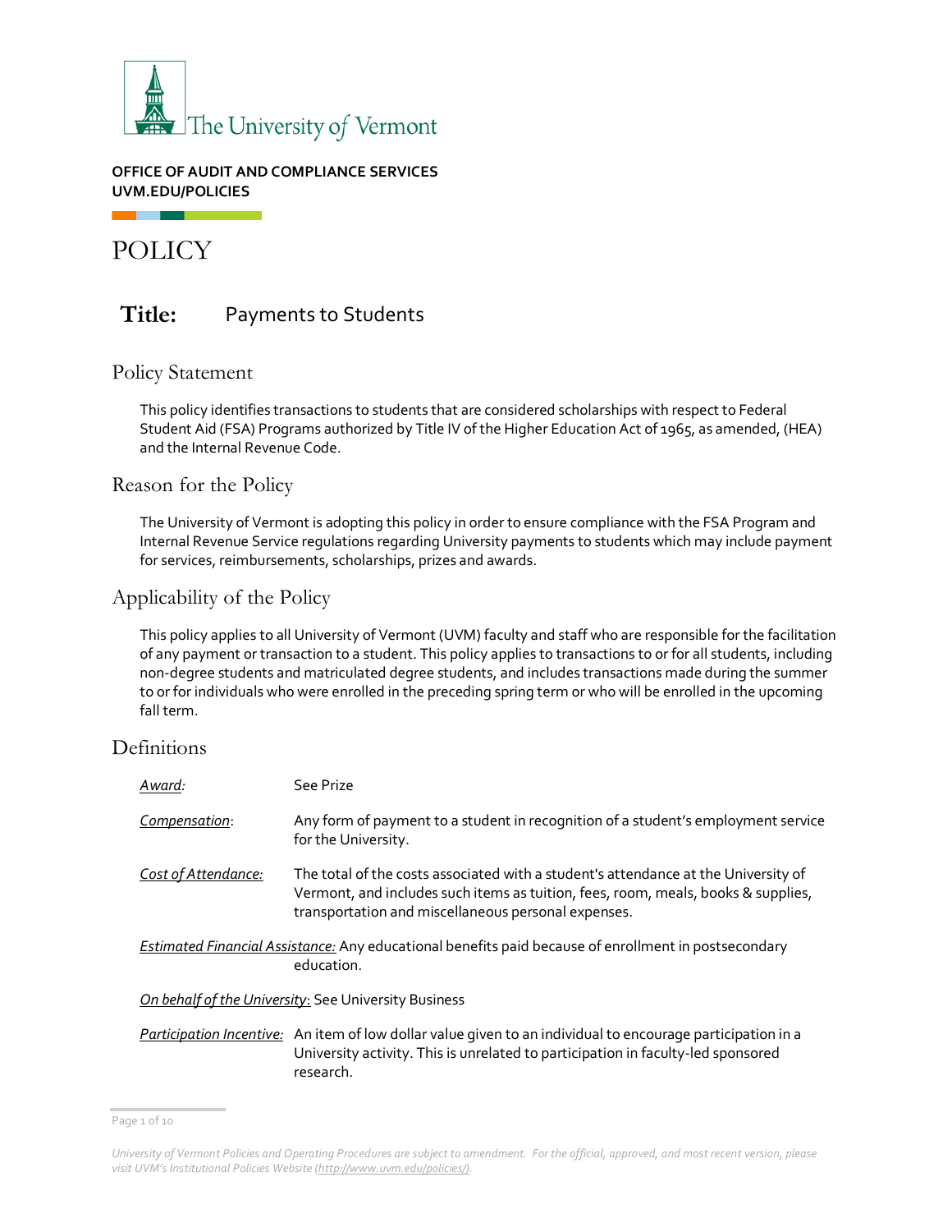The University of Vermont

**OFFICE OF AUDIT AND COMPLIANCE SERVICES**
**UVM.EDU/POLICIES**

# POLICY

## Title: Payments to Students

### Policy Statement

This policy identifies transactions to students that are considered scholarships with respect to Federal Student Aid (FSA) Programs authorized by Title IV of the Higher Education Act of 1965, as amended, (HEA) and the Internal Revenue Code.

### Reason for the Policy

The University of Vermont is adopting this policy in order to ensure compliance with the FSA Program and Internal Revenue Service regulations regarding University payments to students which may include payment for services, reimbursements, scholarships, prizes and awards.

### Applicability of the Policy

This policy applies to all University of Vermont (UVM) faculty and staff who are responsible for the facilitation of any payment or transaction to a student. This policy applies to transactions to or for all students, including non-degree students and matriculated degree students, and includes transactions made during the summer to or for individuals who were enrolled in the preceding spring term or who will be enrolled in the upcoming fall term.

### Definitions

*Award:* See Prize

*Compensation*: Any form of payment to a student in recognition of a student's employment service for the University.

*Cost of Attendance:* The total of the costs associated with a student's attendance at the University of Vermont, and includes such items as tuition, fees, room, meals, books & supplies, transportation and miscellaneous personal expenses.

*Estimated Financial Assistance:* Any educational benefits paid because of enrollment in postsecondary education.

*On behalf of the University*: See University Business

*Participation Incentive:* An item of low dollar value given to an individual to encourage participation in a University activity. This is unrelated to participation in faculty-led sponsored research.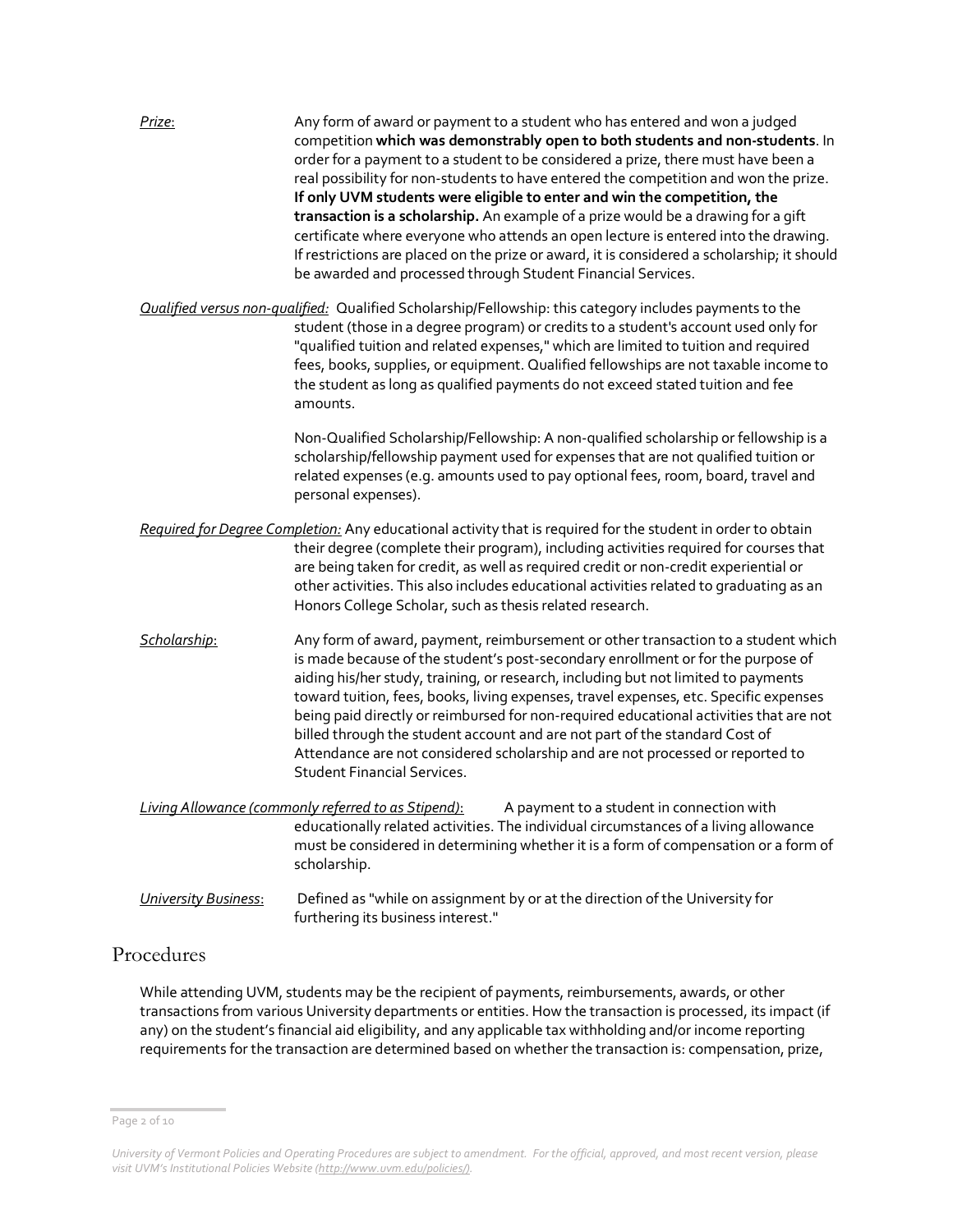*<u>Prize</u>*: Any form of award or payment to a student who has entered and won a judged competition **which was demonstrably open to both students and non-students**. In order for a payment to a student to be considered a prize, there must have been a real possibility for non-students to have entered the competition and won the prize. **If only UVM students were eligible to enter and win the competition, the transaction is a scholarship.** An example of a prize would be a drawing for a gift certificate where everyone who attends an open lecture is entered into the drawing. If restrictions are placed on the prize or award, it is considered a scholarship; it should be awarded and processed through Student Financial Services.

*<u>Qualified versus non-qualified:</u>* Qualified Scholarship/Fellowship: this category includes payments to the student (those in a degree program) or credits to a student's account used only for "qualified tuition and related expenses," which are limited to tuition and required fees, books, supplies, or equipment. Qualified fellowships are not taxable income to the student as long as qualified payments do not exceed stated tuition and fee amounts.

Non-Qualified Scholarship/Fellowship: A non-qualified scholarship or fellowship is a scholarship/fellowship payment used for expenses that are not qualified tuition or related expenses (e.g. amounts used to pay optional fees, room, board, travel and personal expenses).

*<u>Required for Degree Completion:</u>* Any educational activity that is required for the student in order to obtain their degree (complete their program), including activities required for courses that are being taken for credit, as well as required credit or non-credit experiential or other activities. This also includes educational activities related to graduating as an Honors College Scholar, such as thesis related research.

*<u>Scholarship</u>*: Any form of award, payment, reimbursement or other transaction to a student which is made because of the student's post-secondary enrollment or for the purpose of aiding his/her study, training, or research, including but not limited to payments toward tuition, fees, books, living expenses, travel expenses, etc. Specific expenses being paid directly or reimbursed for non-required educational activities that are not billed through the student account and are not part of the standard Cost of Attendance are not considered scholarship and are not processed or reported to Student Financial Services.

*<u>Living Allowance (commonly referred to as Stipend)</u>*: A payment to a student in connection with educationally related activities. The individual circumstances of a living allowance must be considered in determining whether it is a form of compensation or a form of scholarship.

*<u>University Business</u>*: Defined as "while on assignment by or at the direction of the University for furthering its business interest."

## Procedures

While attending UVM, students may be the recipient of payments, reimbursements, awards, or other transactions from various University departments or entities. How the transaction is processed, its impact (if any) on the student's financial aid eligibility, and any applicable tax withholding and/or income reporting requirements for the transaction are determined based on whether the transaction is: compensation, prize,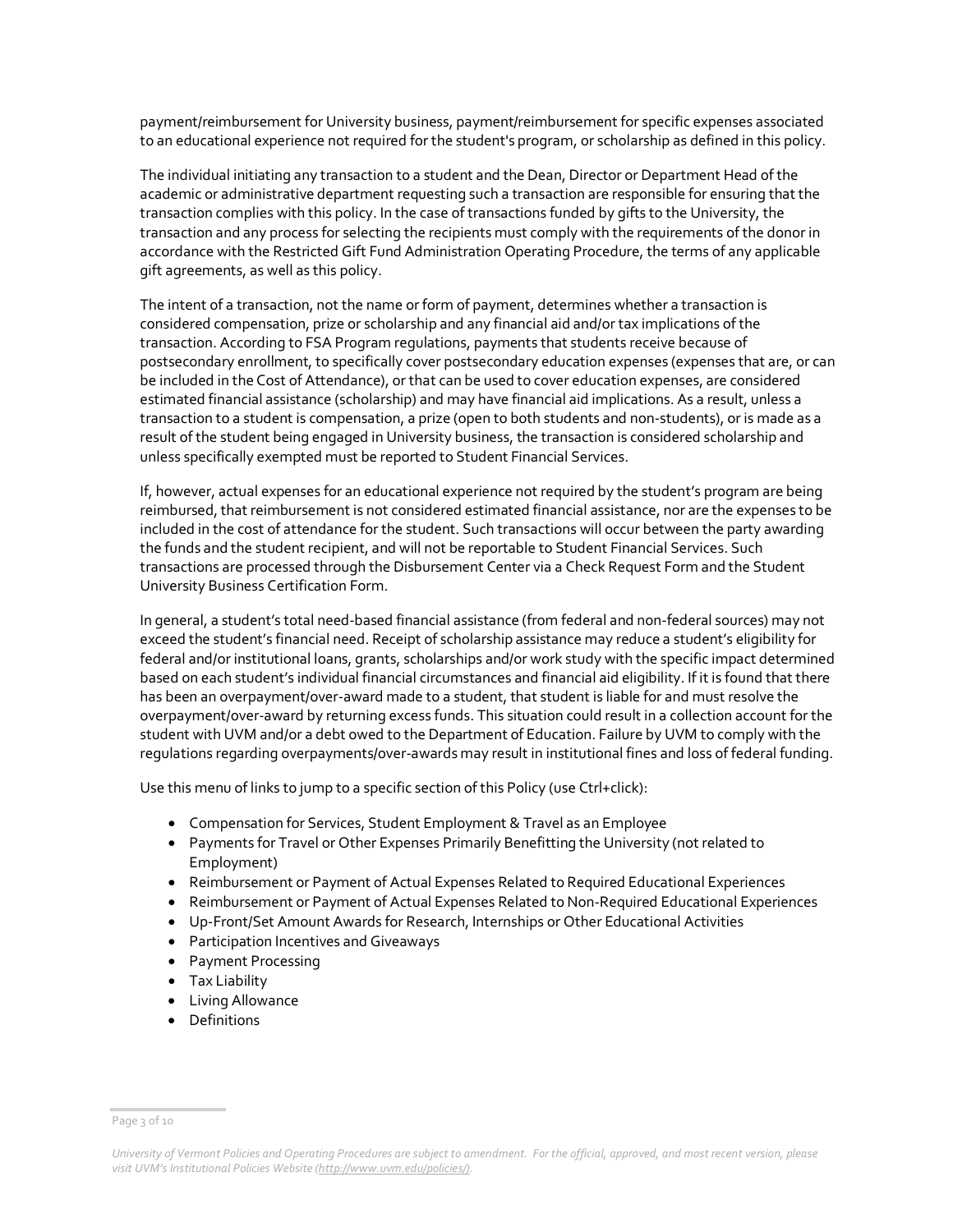payment/reimbursement for University business, payment/reimbursement for specific expenses associated to an educational experience not required for the student's program, or scholarship as defined in this policy.

The individual initiating any transaction to a student and the Dean, Director or Department Head of the academic or administrative department requesting such a transaction are responsible for ensuring that the transaction complies with this policy. In the case of transactions funded by gifts to the University, the transaction and any process for selecting the recipients must comply with the requirements of the donor in accordance with the Restricted Gift Fund Administration Operating Procedure, the terms of any applicable gift agreements, as well as this policy.

The intent of a transaction, not the name or form of payment, determines whether a transaction is considered compensation, prize or scholarship and any financial aid and/or tax implications of the transaction. According to FSA Program regulations, payments that students receive because of postsecondary enrollment, to specifically cover postsecondary education expenses (expenses that are, or can be included in the Cost of Attendance), or that can be used to cover education expenses, are considered estimated financial assistance (scholarship) and may have financial aid implications. As a result, unless a transaction to a student is compensation, a prize (open to both students and non-students), or is made as a result of the student being engaged in University business, the transaction is considered scholarship and unless specifically exempted must be reported to Student Financial Services.

If, however, actual expenses for an educational experience not required by the student's program are being reimbursed, that reimbursement is not considered estimated financial assistance, nor are the expenses to be included in the cost of attendance for the student. Such transactions will occur between the party awarding the funds and the student recipient, and will not be reportable to Student Financial Services. Such transactions are processed through the Disbursement Center via a Check Request Form and the Student University Business Certification Form.

In general, a student's total need-based financial assistance (from federal and non-federal sources) may not exceed the student's financial need. Receipt of scholarship assistance may reduce a student's eligibility for federal and/or institutional loans, grants, scholarships and/or work study with the specific impact determined based on each student's individual financial circumstances and financial aid eligibility. If it is found that there has been an overpayment/over-award made to a student, that student is liable for and must resolve the overpayment/over-award by returning excess funds. This situation could result in a collection account for the student with UVM and/or a debt owed to the Department of Education. Failure by UVM to comply with the regulations regarding overpayments/over-awards may result in institutional fines and loss of federal funding.

Use this menu of links to jump to a specific section of this Policy (use Ctrl+click):

- Compensation for Services, Student Employment & Travel as an Employee
- Payments for Travel or Other Expenses Primarily Benefitting the University (not related to Employment)
- Reimbursement or Payment of Actual Expenses Related to Required Educational Experiences
- Reimbursement or Payment of Actual Expenses Related to Non-Required Educational Experiences
- Up-Front/Set Amount Awards for Research, Internships or Other Educational Activities
- Participation Incentives and Giveaways
- Payment Processing
- Tax Liability
- Living Allowance
- Definitions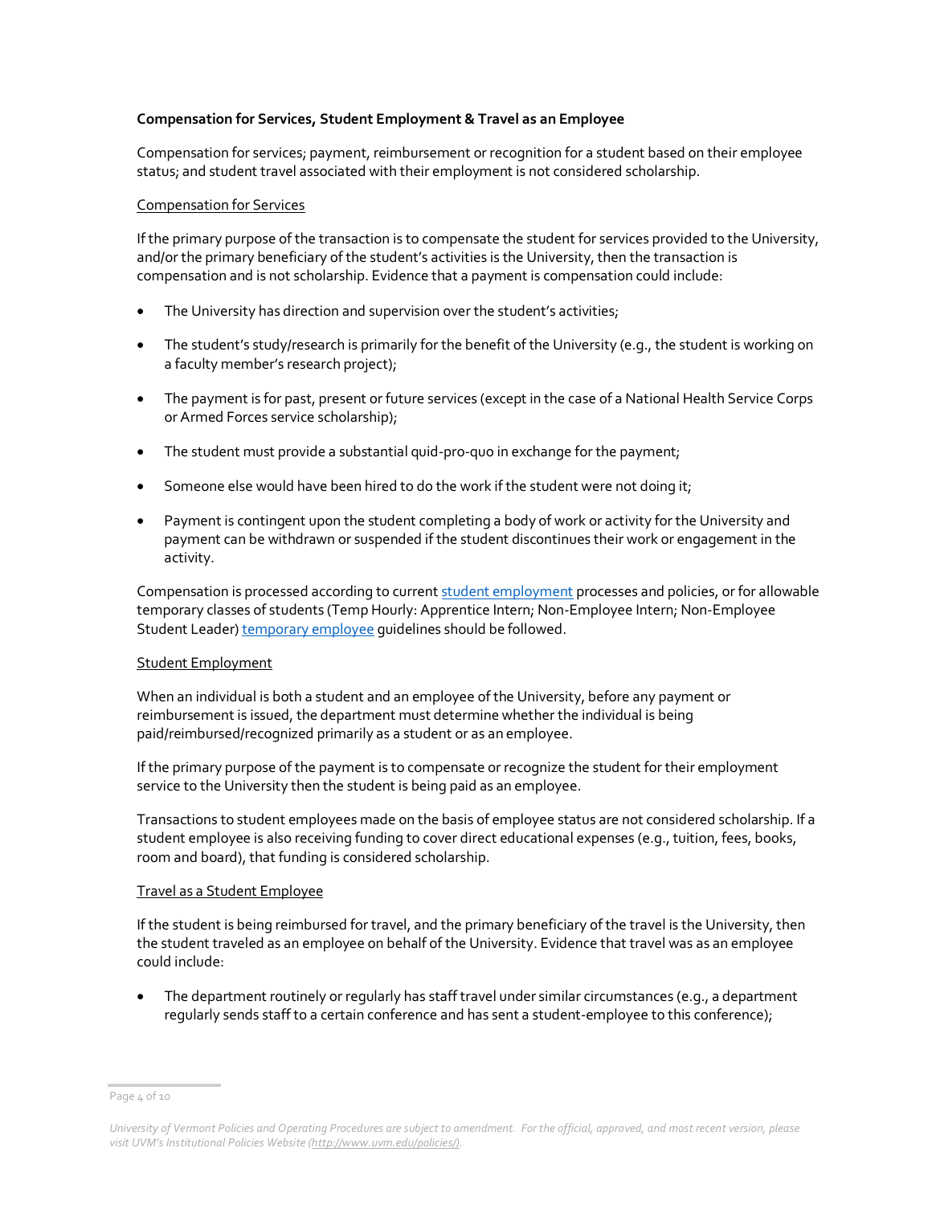**Compensation for Services, Student Employment & Travel as an Employee**

Compensation for services; payment, reimbursement or recognition for a student based on their employee status; and student travel associated with their employment is not considered scholarship.

Compensation for Services

If the primary purpose of the transaction is to compensate the student for services provided to the University, and/or the primary beneficiary of the student's activities is the University, then the transaction is compensation and is not scholarship. Evidence that a payment is compensation could include:

- The University has direction and supervision over the student's activities;
- The student's study/research is primarily for the benefit of the University (e.g., the student is working on a faculty member's research project);
- The payment is for past, present or future services (except in the case of a National Health Service Corps or Armed Forces service scholarship);
- The student must provide a substantial quid-pro-quo in exchange for the payment;
- Someone else would have been hired to do the work if the student were not doing it;
- Payment is contingent upon the student completing a body of work or activity for the University and payment can be withdrawn or suspended if the student discontinues their work or engagement in the activity.

Compensation is processed according to current student employment processes and policies, or for allowable temporary classes of students (Temp Hourly: Apprentice Intern; Non-Employee Intern; Non-Employee Student Leader) temporary employee guidelines should be followed.

Student Employment

When an individual is both a student and an employee of the University, before any payment or reimbursement is issued, the department must determine whether the individual is being paid/reimbursed/recognized primarily as a student or as an employee.

If the primary purpose of the payment is to compensate or recognize the student for their employment service to the University then the student is being paid as an employee.

Transactions to student employees made on the basis of employee status are not considered scholarship. If a student employee is also receiving funding to cover direct educational expenses (e.g., tuition, fees, books, room and board), that funding is considered scholarship.

Travel as a Student Employee

If the student is being reimbursed for travel, and the primary beneficiary of the travel is the University, then the student traveled as an employee on behalf of the University. Evidence that travel was as an employee could include:

- The department routinely or regularly has staff travel under similar circumstances (e.g., a department regularly sends staff to a certain conference and has sent a student-employee to this conference);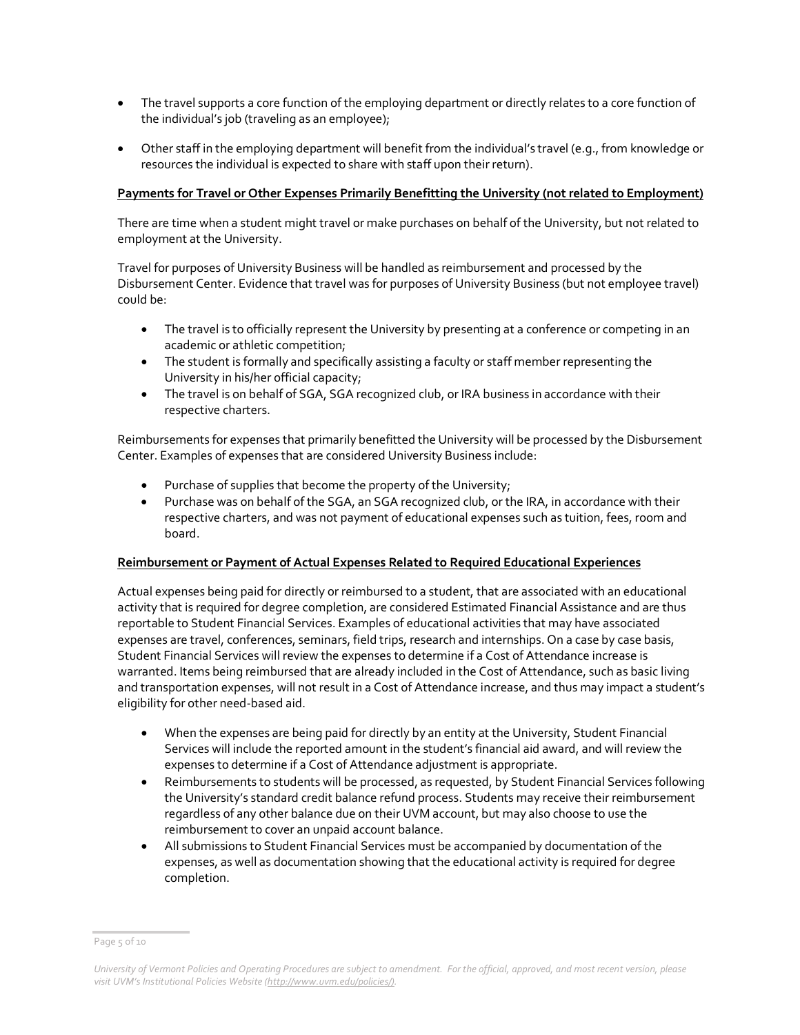- The travel supports a core function of the employing department or directly relates to a core function of the individual's job (traveling as an employee);
- Other staff in the employing department will benefit from the individual's travel (e.g., from knowledge or resources the individual is expected to share with staff upon their return).

**Payments for Travel or Other Expenses Primarily Benefitting the University (not related to Employment)**

There are time when a student might travel or make purchases on behalf of the University, but not related to employment at the University.

Travel for purposes of University Business will be handled as reimbursement and processed by the Disbursement Center. Evidence that travel was for purposes of University Business (but not employee travel) could be:

- The travel is to officially represent the University by presenting at a conference or competing in an academic or athletic competition;
- The student is formally and specifically assisting a faculty or staff member representing the University in his/her official capacity;
- The travel is on behalf of SGA, SGA recognized club, or IRA business in accordance with their respective charters.

Reimbursements for expenses that primarily benefitted the University will be processed by the Disbursement Center. Examples of expenses that are considered University Business include:

- Purchase of supplies that become the property of the University;
- Purchase was on behalf of the SGA, an SGA recognized club, or the IRA, in accordance with their respective charters, and was not payment of educational expenses such as tuition, fees, room and board.

**Reimbursement or Payment of Actual Expenses Related to Required Educational Experiences**

Actual expenses being paid for directly or reimbursed to a student, that are associated with an educational activity that is required for degree completion, are considered Estimated Financial Assistance and are thus reportable to Student Financial Services. Examples of educational activities that may have associated expenses are travel, conferences, seminars, field trips, research and internships. On a case by case basis, Student Financial Services will review the expenses to determine if a Cost of Attendance increase is warranted. Items being reimbursed that are already included in the Cost of Attendance, such as basic living and transportation expenses, will not result in a Cost of Attendance increase, and thus may impact a student's eligibility for other need-based aid.

- When the expenses are being paid for directly by an entity at the University, Student Financial Services will include the reported amount in the student's financial aid award, and will review the expenses to determine if a Cost of Attendance adjustment is appropriate.
- Reimbursements to students will be processed, as requested, by Student Financial Services following the University's standard credit balance refund process. Students may receive their reimbursement regardless of any other balance due on their UVM account, but may also choose to use the reimbursement to cover an unpaid account balance.
- All submissions to Student Financial Services must be accompanied by documentation of the expenses, as well as documentation showing that the educational activity is required for degree completion.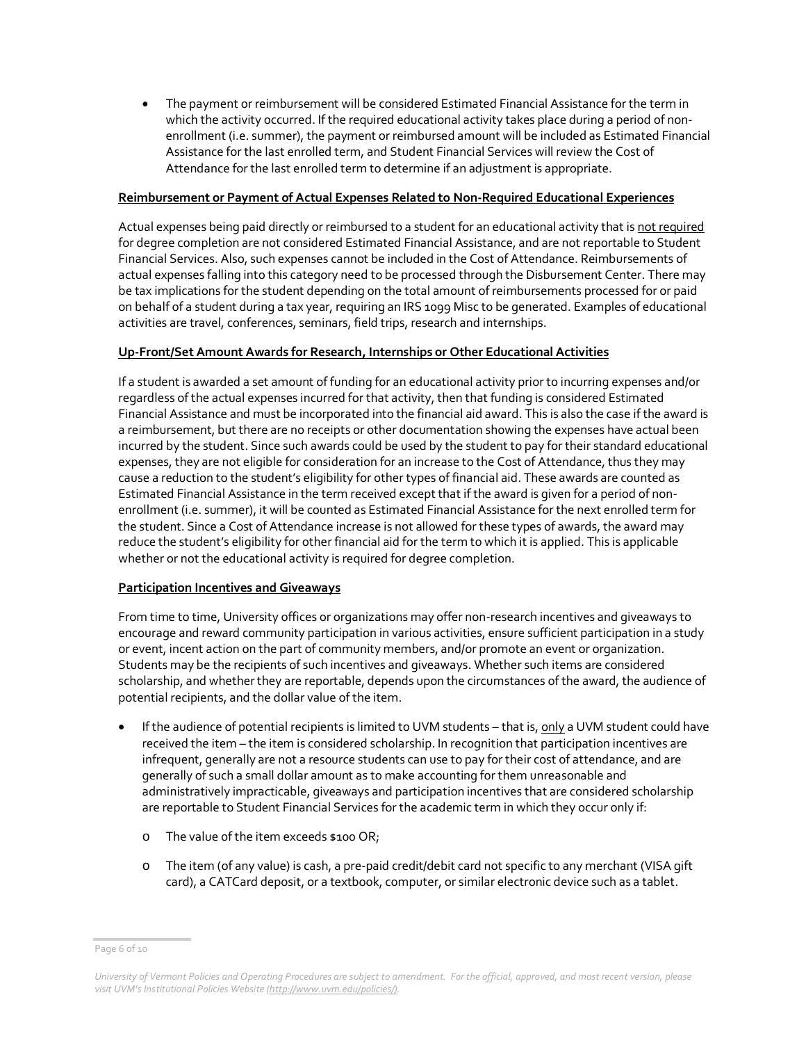- The payment or reimbursement will be considered Estimated Financial Assistance for the term in which the activity occurred. If the required educational activity takes place during a period of non-enrollment (i.e. summer), the payment or reimbursed amount will be included as Estimated Financial Assistance for the last enrolled term, and Student Financial Services will review the Cost of Attendance for the last enrolled term to determine if an adjustment is appropriate.

**Reimbursement or Payment of Actual Expenses Related to Non-Required Educational Experiences**

Actual expenses being paid directly or reimbursed to a student for an educational activity that is not required for degree completion are not considered Estimated Financial Assistance, and are not reportable to Student Financial Services. Also, such expenses cannot be included in the Cost of Attendance. Reimbursements of actual expenses falling into this category need to be processed through the Disbursement Center. There may be tax implications for the student depending on the total amount of reimbursements processed for or paid on behalf of a student during a tax year, requiring an IRS 1099 Misc to be generated. Examples of educational activities are travel, conferences, seminars, field trips, research and internships.

**Up-Front/Set Amount Awards for Research, Internships or Other Educational Activities**

If a student is awarded a set amount of funding for an educational activity prior to incurring expenses and/or regardless of the actual expenses incurred for that activity, then that funding is considered Estimated Financial Assistance and must be incorporated into the financial aid award. This is also the case if the award is a reimbursement, but there are no receipts or other documentation showing the expenses have actual been incurred by the student. Since such awards could be used by the student to pay for their standard educational expenses, they are not eligible for consideration for an increase to the Cost of Attendance, thus they may cause a reduction to the student's eligibility for other types of financial aid. These awards are counted as Estimated Financial Assistance in the term received except that if the award is given for a period of non-enrollment (i.e. summer), it will be counted as Estimated Financial Assistance for the next enrolled term for the student. Since a Cost of Attendance increase is not allowed for these types of awards, the award may reduce the student's eligibility for other financial aid for the term to which it is applied. This is applicable whether or not the educational activity is required for degree completion.

**Participation Incentives and Giveaways**

From time to time, University offices or organizations may offer non-research incentives and giveaways to encourage and reward community participation in various activities, ensure sufficient participation in a study or event, incent action on the part of community members, and/or promote an event or organization. Students may be the recipients of such incentives and giveaways. Whether such items are considered scholarship, and whether they are reportable, depends upon the circumstances of the award, the audience of potential recipients, and the dollar value of the item.

- If the audience of potential recipients is limited to UVM students – that is, only a UVM student could have received the item – the item is considered scholarship. In recognition that participation incentives are infrequent, generally are not a resource students can use to pay for their cost of attendance, and are generally of such a small dollar amount as to make accounting for them unreasonable and administratively impracticable, giveaways and participation incentives that are considered scholarship are reportable to Student Financial Services for the academic term in which they occur only if:
  - The value of the item exceeds $100 OR;
  - The item (of any value) is cash, a pre-paid credit/debit card not specific to any merchant (VISA gift card), a CATCard deposit, or a textbook, computer, or similar electronic device such as a tablet.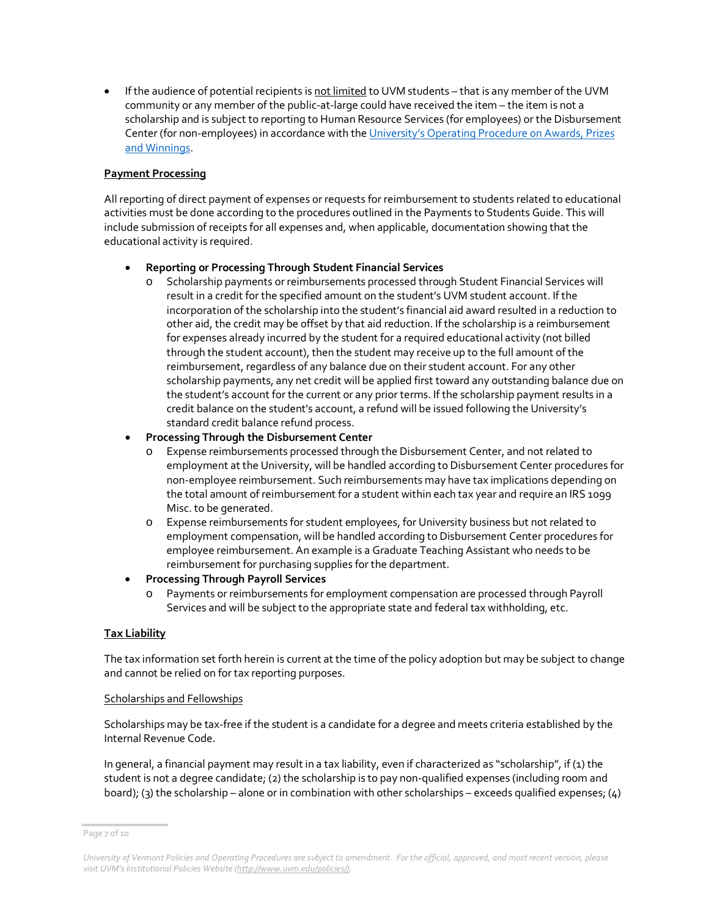- If the audience of potential recipients is not limited to UVM students – that is any member of the UVM community or any member of the public-at-large could have received the item – the item is not a scholarship and is subject to reporting to Human Resource Services (for employees) or the Disbursement Center (for non-employees) in accordance with the [University's Operating Procedure on Awards, Prizes and Winnings](#).

**Payment Processing**

All reporting of direct payment of expenses or requests for reimbursement to students related to educational activities must be done according to the procedures outlined in the Payments to Students Guide. This will include submission of receipts for all expenses and, when applicable, documentation showing that the educational activity is required.

- **Reporting or Processing Through Student Financial Services**
  - Scholarship payments or reimbursements processed through Student Financial Services will result in a credit for the specified amount on the student's UVM student account. If the incorporation of the scholarship into the student's financial aid award resulted in a reduction to other aid, the credit may be offset by that aid reduction. If the scholarship is a reimbursement for expenses already incurred by the student for a required educational activity (not billed through the student account), then the student may receive up to the full amount of the reimbursement, regardless of any balance due on their student account. For any other scholarship payments, any net credit will be applied first toward any outstanding balance due on the student's account for the current or any prior terms. If the scholarship payment results in a credit balance on the student's account, a refund will be issued following the University's standard credit balance refund process.
- **Processing Through the Disbursement Center**
  - Expense reimbursements processed through the Disbursement Center, and not related to employment at the University, will be handled according to Disbursement Center procedures for non-employee reimbursement. Such reimbursements may have tax implications depending on the total amount of reimbursement for a student within each tax year and require an IRS 1099 Misc. to be generated.
  - Expense reimbursements for student employees, for University business but not related to employment compensation, will be handled according to Disbursement Center procedures for employee reimbursement. An example is a Graduate Teaching Assistant who needs to be reimbursement for purchasing supplies for the department.
- **Processing Through Payroll Services**
  - Payments or reimbursements for employment compensation are processed through Payroll Services and will be subject to the appropriate state and federal tax withholding, etc.

**Tax Liability**

The tax information set forth herein is current at the time of the policy adoption but may be subject to change and cannot be relied on for tax reporting purposes.

Scholarships and Fellowships

Scholarships may be tax-free if the student is a candidate for a degree and meets criteria established by the Internal Revenue Code.

In general, a financial payment may result in a tax liability, even if characterized as "scholarship", if (1) the student is not a degree candidate; (2) the scholarship is to pay non-qualified expenses (including room and board); (3) the scholarship – alone or in combination with other scholarships – exceeds qualified expenses; (4)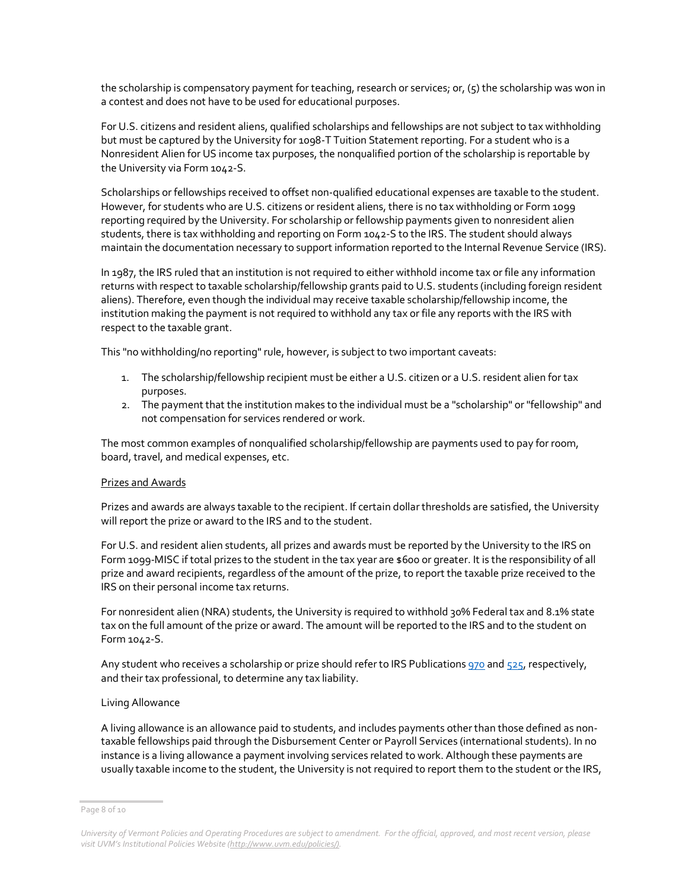the scholarship is compensatory payment for teaching, research or services; or, (5) the scholarship was won in a contest and does not have to be used for educational purposes.

For U.S. citizens and resident aliens, qualified scholarships and fellowships are not subject to tax withholding but must be captured by the University for 1098-T Tuition Statement reporting. For a student who is a Nonresident Alien for US income tax purposes, the nonqualified portion of the scholarship is reportable by the University via Form 1042-S.

Scholarships or fellowships received to offset non-qualified educational expenses are taxable to the student. However, for students who are U.S. citizens or resident aliens, there is no tax withholding or Form 1099 reporting required by the University. For scholarship or fellowship payments given to nonresident alien students, there is tax withholding and reporting on Form 1042-S to the IRS. The student should always maintain the documentation necessary to support information reported to the Internal Revenue Service (IRS).

In 1987, the IRS ruled that an institution is not required to either withhold income tax or file any information returns with respect to taxable scholarship/fellowship grants paid to U.S. students (including foreign resident aliens). Therefore, even though the individual may receive taxable scholarship/fellowship income, the institution making the payment is not required to withhold any tax or file any reports with the IRS with respect to the taxable grant.

This "no withholding/no reporting" rule, however, is subject to two important caveats:

1. The scholarship/fellowship recipient must be either a U.S. citizen or a U.S. resident alien for tax purposes.
2. The payment that the institution makes to the individual must be a "scholarship" or "fellowship" and not compensation for services rendered or work.

The most common examples of nonqualified scholarship/fellowship are payments used to pay for room, board, travel, and medical expenses, etc.

<u>Prizes and Awards</u>

Prizes and awards are always taxable to the recipient. If certain dollar thresholds are satisfied, the University will report the prize or award to the IRS and to the student.

For U.S. and resident alien students, all prizes and awards must be reported by the University to the IRS on Form 1099-MISC if total prizes to the student in the tax year are $600 or greater. It is the responsibility of all prize and award recipients, regardless of the amount of the prize, to report the taxable prize received to the IRS on their personal income tax returns.

For nonresident alien (NRA) students, the University is required to withhold 30% Federal tax and 8.1% state tax on the full amount of the prize or award. The amount will be reported to the IRS and to the student on Form 1042-S.

Any student who receives a scholarship or prize should refer to IRS Publications 970 and 525, respectively, and their tax professional, to determine any tax liability.

Living Allowance

A living allowance is an allowance paid to students, and includes payments other than those defined as non-taxable fellowships paid through the Disbursement Center or Payroll Services (international students). In no instance is a living allowance a payment involving services related to work. Although these payments are usually taxable income to the student, the University is not required to report them to the student or the IRS,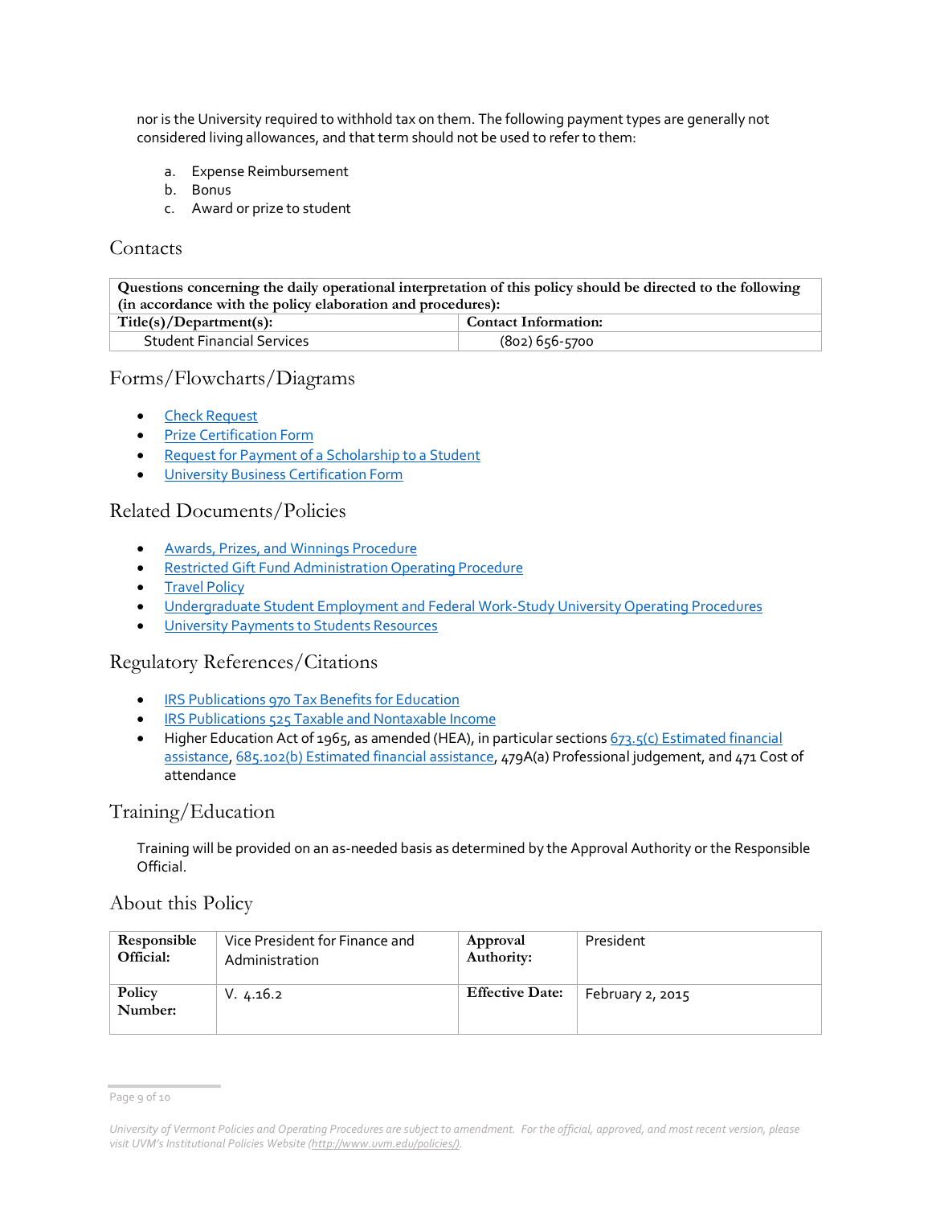nor is the University required to withhold tax on them. The following payment types are generally not considered living allowances, and that term should not be used to refer to them:

a. Expense Reimbursement
b. Bonus
c. Award or prize to student

## Contacts

| Questions concerning the daily operational interpretation of this policy should be directed to the following (in accordance with the policy elaboration and procedures): | |
|---|---|
| **Title(s)/Department(s):** | **Contact Information:** |
| Student Financial Services | (802) 656-5700 |

## Forms/Flowcharts/Diagrams

- Check Request
- Prize Certification Form
- Request for Payment of a Scholarship to a Student
- University Business Certification Form

## Related Documents/Policies

- Awards, Prizes, and Winnings Procedure
- Restricted Gift Fund Administration Operating Procedure
- Travel Policy
- Undergraduate Student Employment and Federal Work-Study University Operating Procedures
- University Payments to Students Resources

## Regulatory References/Citations

- IRS Publications 970 Tax Benefits for Education
- IRS Publications 525 Taxable and Nontaxable Income
- Higher Education Act of 1965, as amended (HEA), in particular sections 673.5(c) Estimated financial assistance, 685.102(b) Estimated financial assistance, 479A(a) Professional judgement, and 471 Cost of attendance

## Training/Education

Training will be provided on an as-needed basis as determined by the Approval Authority or the Responsible Official.

## About this Policy

| **Responsible Official:** | Vice President for Finance and Administration | **Approval Authority:** | President |
|---|---|---|---|
| **Policy Number:** | V. 4.16.2 | **Effective Date:** | February 2, 2015 |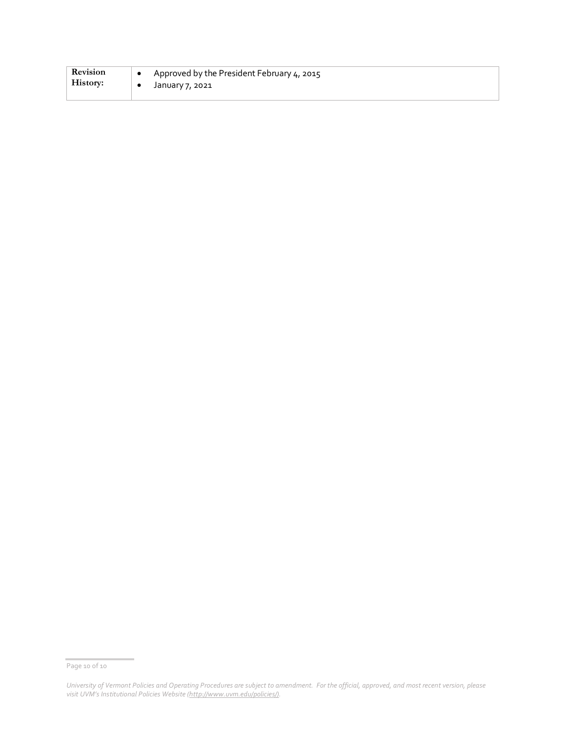| | |
|---|---|
| **Revision History:** | • Approved by the President February 4, 2015<br>• January 7, 2021 |

*University of Vermont Policies and Operating Procedures are subject to amendment. For the official, approved, and most recent version, please visit UVM's Institutional Policies Website (http://www.uvm.edu/policies/).*